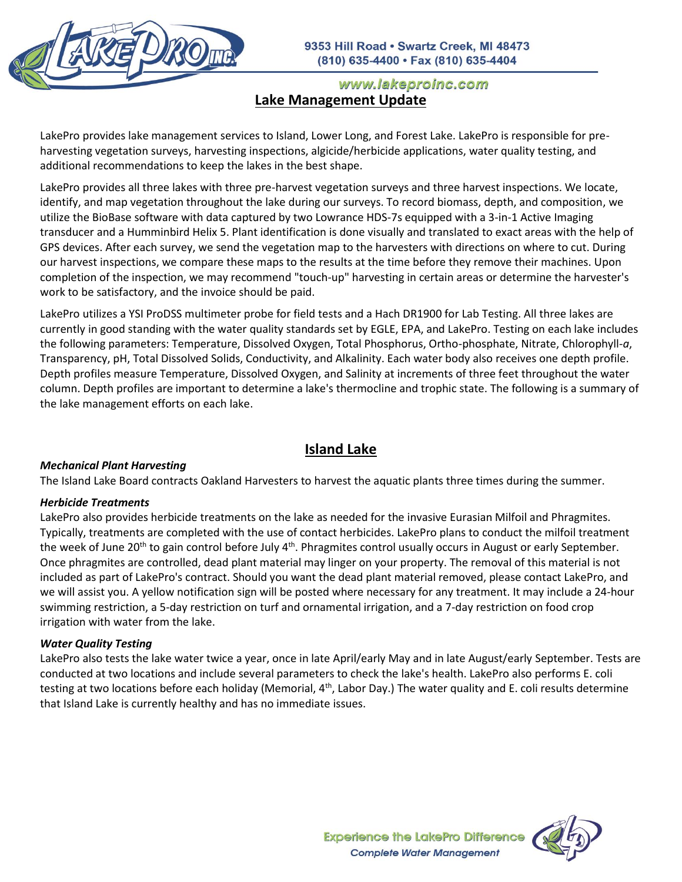9353 Hill Road • Swartz Creek, MI 48473
(810) 635-4400 • Fax (810) 635-4404

www.lakeproinc.com

# Lake Management Update

LakePro provides lake management services to Island, Lower Long, and Forest Lake. LakePro is responsible for pre-harvesting vegetation surveys, harvesting inspections, algicide/herbicide applications, water quality testing, and additional recommendations to keep the lakes in the best shape.

LakePro provides all three lakes with three pre-harvest vegetation surveys and three harvest inspections. We locate, identify, and map vegetation throughout the lake during our surveys. To record biomass, depth, and composition, we utilize the BioBase software with data captured by two Lowrance HDS-7s equipped with a 3-in-1 Active Imaging transducer and a Humminbird Helix 5. Plant identification is done visually and translated to exact areas with the help of GPS devices. After each survey, we send the vegetation map to the harvesters with directions on where to cut. During our harvest inspections, we compare these maps to the results at the time before they remove their machines. Upon completion of the inspection, we may recommend "touch-up" harvesting in certain areas or determine the harvester's work to be satisfactory, and the invoice should be paid.

LakePro utilizes a YSI ProDSS multimeter probe for field tests and a Hach DR1900 for Lab Testing. All three lakes are currently in good standing with the water quality standards set by EGLE, EPA, and LakePro. Testing on each lake includes the following parameters: Temperature, Dissolved Oxygen, Total Phosphorus, Ortho-phosphate, Nitrate, Chlorophyll-*a*, Transparency, pH, Total Dissolved Solids, Conductivity, and Alkalinity. Each water body also receives one depth profile. Depth profiles measure Temperature, Dissolved Oxygen, and Salinity at increments of three feet throughout the water column. Depth profiles are important to determine a lake's thermocline and trophic state. The following is a summary of the lake management efforts on each lake.

## Island Lake

***Mechanical Plant Harvesting***

The Island Lake Board contracts Oakland Harvesters to harvest the aquatic plants three times during the summer.

***Herbicide Treatments***

LakePro also provides herbicide treatments on the lake as needed for the invasive Eurasian Milfoil and Phragmites. Typically, treatments are completed with the use of contact herbicides. LakePro plans to conduct the milfoil treatment the week of June 20th to gain control before July 4th. Phragmites control usually occurs in August or early September. Once phragmites are controlled, dead plant material may linger on your property. The removal of this material is not included as part of LakePro's contract. Should you want the dead plant material removed, please contact LakePro, and we will assist you. A yellow notification sign will be posted where necessary for any treatment. It may include a 24-hour swimming restriction, a 5-day restriction on turf and ornamental irrigation, and a 7-day restriction on food crop irrigation with water from the lake.

***Water Quality Testing***

LakePro also tests the lake water twice a year, once in late April/early May and in late August/early September. Tests are conducted at two locations and include several parameters to check the lake's health. LakePro also performs E. coli testing at two locations before each holiday (Memorial, 4th, Labor Day.) The water quality and E. coli results determine that Island Lake is currently healthy and has no immediate issues.

Experience the LakePro Difference
*Complete Water Management*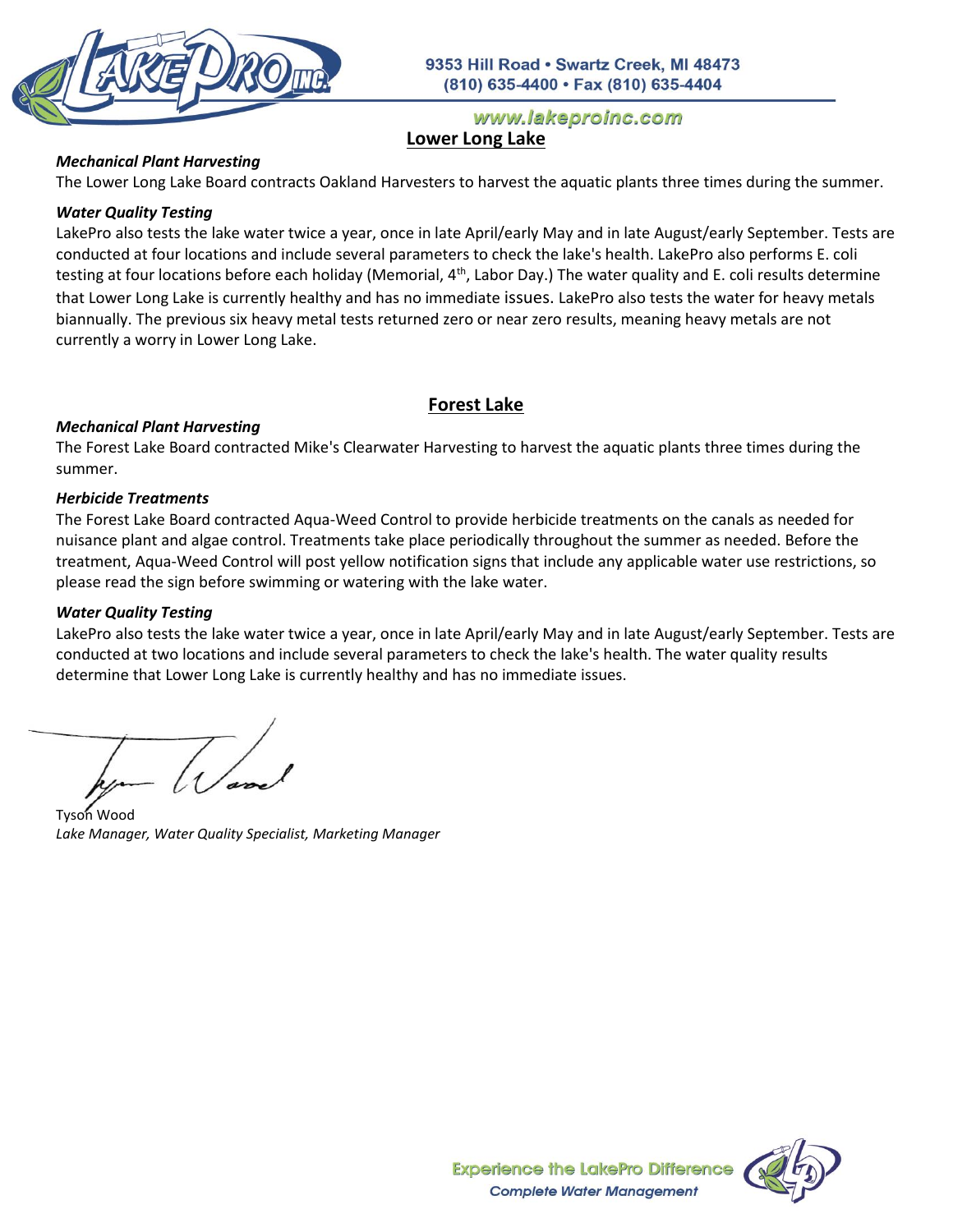## Lower Long Lake

***Mechanical Plant Harvesting***

The Lower Long Lake Board contracts Oakland Harvesters to harvest the aquatic plants three times during the summer.

***Water Quality Testing***

LakePro also tests the lake water twice a year, once in late April/early May and in late August/early September. Tests are conducted at four locations and include several parameters to check the lake's health. LakePro also performs E. coli testing at four locations before each holiday (Memorial, 4th, Labor Day.) The water quality and E. coli results determine that Lower Long Lake is currently healthy and has no immediate issues. LakePro also tests the water for heavy metals biannually. The previous six heavy metal tests returned zero or near zero results, meaning heavy metals are not currently a worry in Lower Long Lake.

## Forest Lake

***Mechanical Plant Harvesting***

The Forest Lake Board contracted Mike's Clearwater Harvesting to harvest the aquatic plants three times during the summer.

***Herbicide Treatments***

The Forest Lake Board contracted Aqua-Weed Control to provide herbicide treatments on the canals as needed for nuisance plant and algae control. Treatments take place periodically throughout the summer as needed. Before the treatment, Aqua-Weed Control will post yellow notification signs that include any applicable water use restrictions, so please read the sign before swimming or watering with the lake water.

***Water Quality Testing***

LakePro also tests the lake water twice a year, once in late April/early May and in late August/early September. Tests are conducted at two locations and include several parameters to check the lake's health. The water quality results determine that Lower Long Lake is currently healthy and has no immediate issues.

Tyson Wood
*Lake Manager, Water Quality Specialist, Marketing Manager*